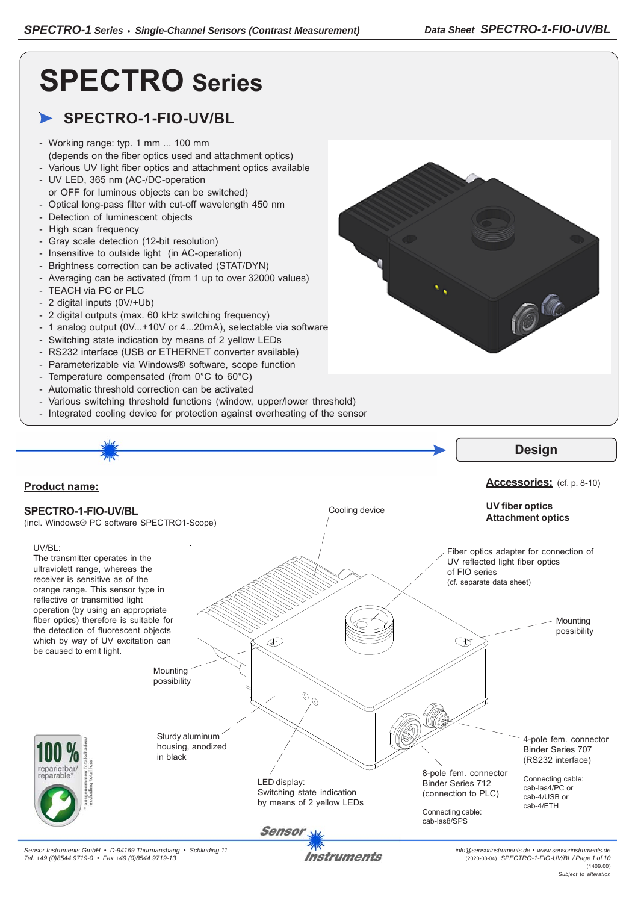# SPECTRO Series

## SPECTRO-1-FIO-UV/BL

- Working range: typ. 1 mm ... 100 mm
  (depends on the fiber optics used and attachment optics)
- Various UV light fiber optics and attachment optics available
- UV LED, 365 nm (AC-/DC-operation
  or OFF for luminous objects can be switched)
- Optical long-pass filter with cut-off wavelength 450 nm
- Detection of luminescent objects
- High scan frequency
- Gray scale detection (12-bit resolution)
- Insensitive to outside light (in AC-operation)
- Brightness correction can be activated (STAT/DYN)
- Averaging can be activated (from 1 up to over 32000 values)
- TEACH via PC or PLC
- 2 digital inputs (0V/+Ub)
- 2 digital outputs (max. 60 kHz switching frequency)
- 1 analog output (0V...+10V or 4...20mA), selectable via software
- Switching state indication by means of 2 yellow LEDs
- RS232 interface (USB or ETHERNET converter available)
- Parameterizable via Windows® software, scope function
- Temperature compensated (from 0°C to 60°C)
- Automatic threshold correction can be activated
- Various switching threshold functions (window, upper/lower threshold)
- Integrated cooling device for protection against overheating of the sensor

## Design

**Product name:**

**SPECTRO-1-FIO-UV/BL**
(incl. Windows® PC software SPECTRO1-Scope)

UV/BL:
The transmitter operates in the ultraviolett range, whereas the receiver is sensitive as of the orange range. This sensor type in reflective or transmitted light operation (by using an appropriate fiber optics) therefore is suitable for the detection of fluorescent objects which by way of UV excitation can be caused to emit light.

**Accessories:** (cf. p. 8-10)

**UV fiber optics**
**Attachment optics**

Cooling device

Fiber optics adapter for connection of UV reflected light fiber optics of FIO series
(cf. separate data sheet)

Mounting possibility

Mounting possibility

Sturdy aluminum housing, anodized in black

LED display:
Switching state indication by means of 2 yellow LEDs

8-pole fem. connector Binder Series 712 (connection to PLC)

Connecting cable:
cab-las8/SPS

4-pole fem. connector Binder Series 707 (RS232 interface)

Connecting cable:
cab-las4/PC or
cab-4/USB or
cab-4/ETH

100 % reparierbar/ reparable*

* ausgenommen Totalschaden/ excluding total loss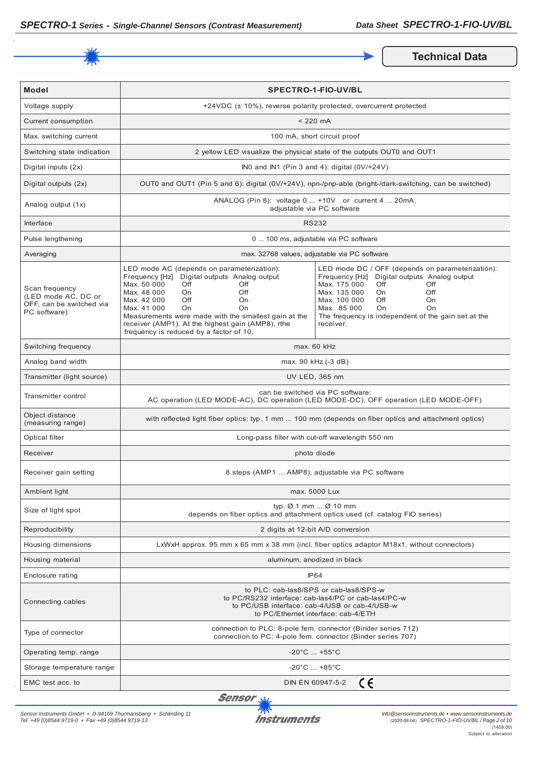## Technical Data

| Model | SPECTRO-1-FIO-UV/BL |
|---|---|
| Voltage supply | +24VDC (± 10%), reverse polarity protected, overcurrent protected |
| Current consumption | < 220 mA |
| Max. switching current | 100 mA, short circuit proof |
| Switching state indication | 2 yellow LED visualize the physical state of the outputs OUT0 and OUT1 |
| Digital inputs (2x) | IN0 and IN1 (Pin 3 and 4): digital (0V/+24V) |
| Digital outputs (2x) | OUT0 and OUT1 (Pin 5 and 6): digital (0V/+24V), npn-/pnp-able (bright-/dark-switching, can be switched) |
| Analog output (1x) | ANALOG (Pin 8): voltage 0 ... +10V or current 4 ... 20mA, adjustable via PC software |
| Interface | RS232 |
| Pulse lengthening | 0 ... 100 ms, adjustable via PC software |
| Averaging | max. 32768 values, adjustable via PC software |
| Scan frequency (LED mode AC, DC or OFF, can be switched via PC software) | LED mode AC (depends on parameterization):<br>Frequency [Hz] / Digital outputs / Analog output<br>Max. 50 000 / Off / Off<br>Max. 48 000 / On / Off<br>Max. 42 000 / Off / On<br>Max. 41 000 / On / On<br>Measurements were made with the smallest gain at the receiver (AMP1). At the highest gain (AMP8), rthe frequency is reduced by a factor of 10.<br><br>LED mode DC / OFF (depends on parameterization):<br>Frequency [Hz] / Digital outputs / Analog output<br>Max. 175 000 / Off / Off<br>Max. 135 000 / On / Off<br>Max. 100 000 / Off / On<br>Max. 85 000 / On / On<br>The frequency is independent of the gain set at the receiver. |
| Switching frequency | max. 60 kHz |
| Analog band width | max. 90 kHz (-3 dB) |
| Transmitter (light source) | UV LED, 365 nm |
| Transmitter control | can be switched via PC software:<br>AC operation (LED MODE-AC), DC operation (LED MODE-DC), OFF operation (LED MODE-OFF) |
| Object distance (measuring range) | with reflected light fiber optics: typ. 1 mm ... 100 mm (depends on fiber optics and attachment optics) |
| Optical filter | Long-pass filter with cut-off wavelength 550 nm |
| Receiver | photo diode |
| Receiver gain setting | 8 steps (AMP1 ... AMP8), adjustable via PC software |
| Ambient light | max. 5000 Lux |
| Size of light spot | typ. Ø 1 mm ... Ø 10 mm<br>depends on fiber optics and attachment optics used (cf. catalog FIO series) |
| Reproducibility | 2 digits at 12-bit A/D conversion |
| Housing dimensions | LxWxH approx. 95 mm x 65 mm x 38 mm (incl. fiber optics adaptor M18x1, without connectors) |
| Housing material | aluminum, anodized in black |
| Enclosure rating | IP64 |
| Connecting cables | to PLC: cab-las8/SPS or cab-las8/SPS-w<br>to PC/RS232 interface: cab-las4/PC or cab-las4/PC-w<br>to PC/USB interface: cab-4/USB or cab-4/USB-w<br>to PC/Ethernet interface: cab-4/ETH |
| Type of connector | connection to PLC: 8-pole fem. connector (Binder series 712)<br>connection to PC: 4-pole fem. connector (Binder series 707) |
| Operating temp. range | -20°C ... +55°C |
| Storage temperature range | -20°C ... +85°C |
| EMC test acc. to | DIN EN 60947-5-2 CE |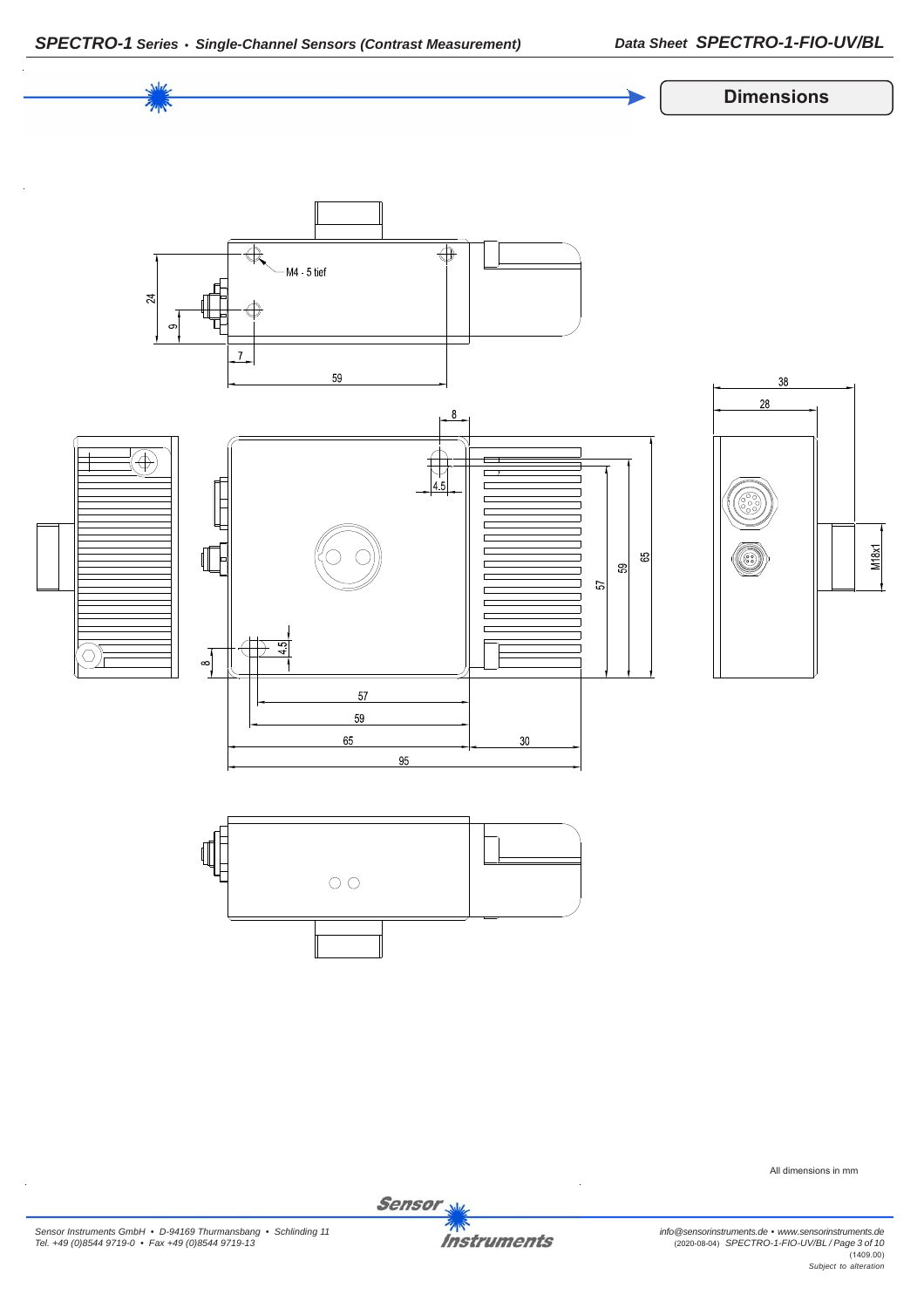## Dimensions

M4 - 5 tief

24

9

7

59

8

4.5

38

28

M18x1

57

59

65

4.5

8

57

59

65

30

95

All dimensions in mm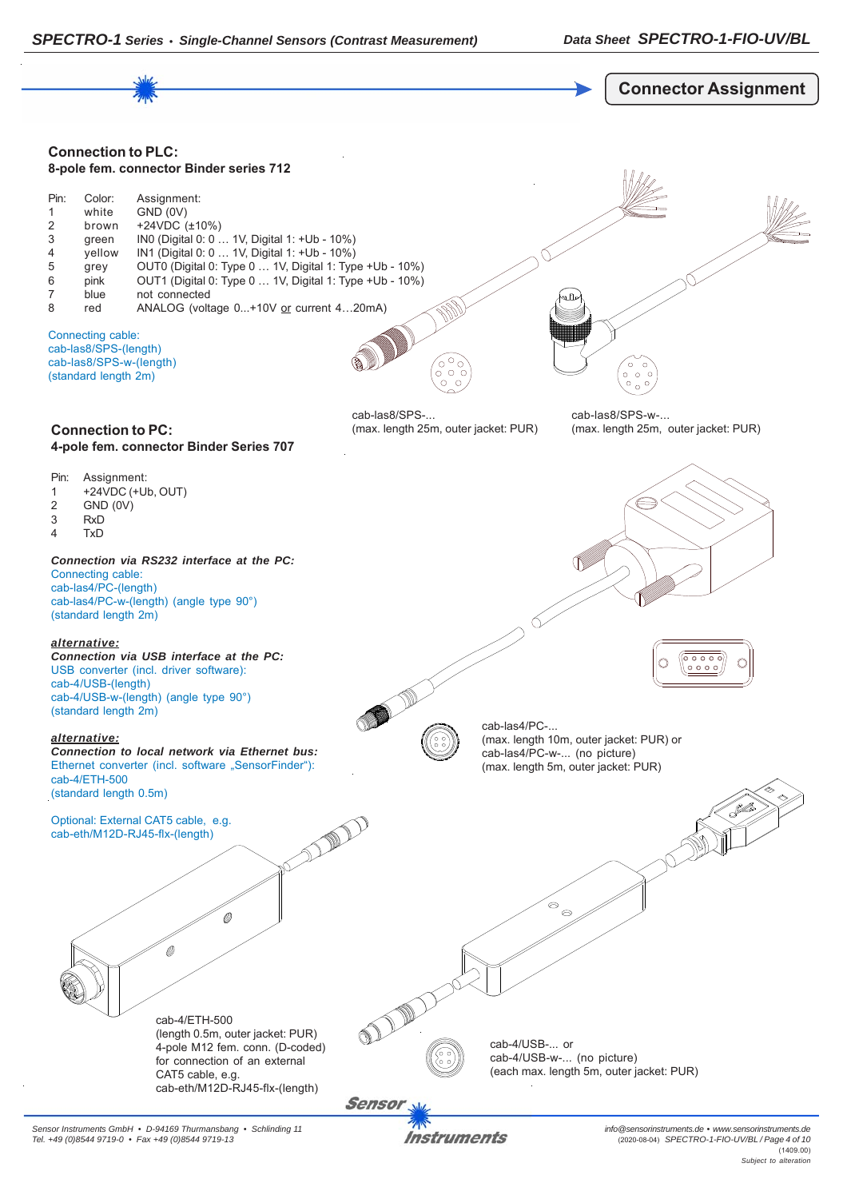## Connector Assignment

### Connection to PLC:

**8-pole fem. connector Binder series 712**

| Pin: | Color: | Assignment: |
|---|---|---|
| 1 | white | GND (0V) |
| 2 | brown | +24VDC (±10%) |
| 3 | green | IN0 (Digital 0: 0 … 1V, Digital 1: +Ub - 10%) |
| 4 | yellow | IN1 (Digital 0: 0 … 1V, Digital 1: +Ub - 10%) |
| 5 | grey | OUT0 (Digital 0: Type 0 … 1V, Digital 1: Type +Ub - 10%) |
| 6 | pink | OUT1 (Digital 0: Type 0 … 1V, Digital 1: Type +Ub - 10%) |
| 7 | blue | not connected |
| 8 | red | ANALOG (voltage 0...+10V or current 4…20mA) |

Connecting cable:
cab-las8/SPS-(length)
cab-las8/SPS-w-(length)
(standard length 2m)

cab-las8/SPS-...
(max. length 25m, outer jacket: PUR)

cab-las8/SPS-w-...
(max. length 25m, outer jacket: PUR)

### Connection to PC:

**4-pole fem. connector Binder Series 707**

| Pin: | Assignment: |
|---|---|
| 1 | +24VDC (+Ub, OUT) |
| 2 | GND (0V) |
| 3 | RxD |
| 4 | TxD |

***Connection via RS232 interface at the PC:***
Connecting cable:
cab-las4/PC-(length)
cab-las4/PC-w-(length) (angle type 90°)
(standard length 2m)

***alternative:***
***Connection via USB interface at the PC:***
USB converter (incl. driver software):
cab-4/USB-(length)
cab-4/USB-w-(length) (angle type 90°)
(standard length 2m)

***alternative:***
***Connection to local network via Ethernet bus:***
Ethernet converter (incl. software „SensorFinder"):
cab-4/ETH-500
(standard length 0.5m)

Optional: External CAT5 cable, e.g.
cab-eth/M12D-RJ45-flx-(length)

cab-las4/PC-...
(max. length 10m, outer jacket: PUR) or
cab-las4/PC-w-... (no picture)
(max. length 5m, outer jacket: PUR)

cab-4/ETH-500
(length 0.5m, outer jacket: PUR)
4-pole M12 fem. conn. (D-coded)
for connection of an external
CAT5 cable, e.g.
cab-eth/M12D-RJ45-flx-(length)

cab-4/USB-... or
cab-4/USB-w-... (no picture)
(each max. length 5m, outer jacket: PUR)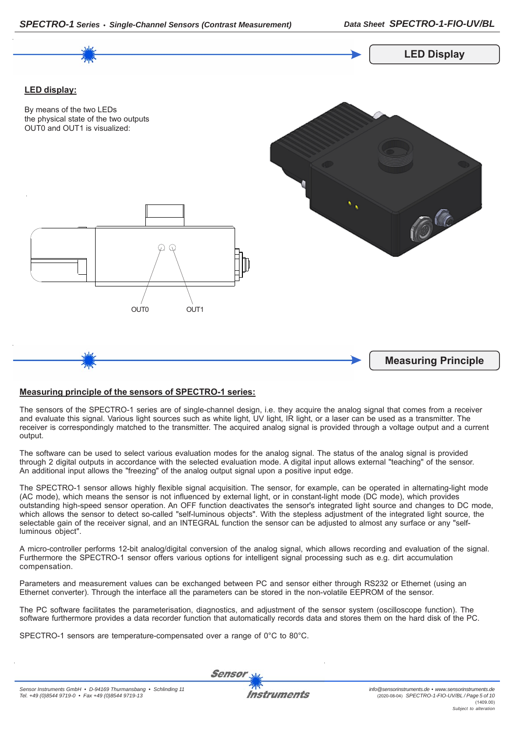## LED Display

### LED display:

By means of the two LEDs
the physical state of the two outputs
OUT0 and OUT1 is visualized:

OUT0 OUT1

## Measuring Principle

### Measuring principle of the sensors of SPECTRO-1 series:

The sensors of the SPECTRO-1 series are of single-channel design, i.e. they acquire the analog signal that comes from a receiver and evaluate this signal. Various light sources such as white light, UV light, IR light, or a laser can be used as a transmitter. The receiver is correspondingly matched to the transmitter. The acquired analog signal is provided through a voltage output and a current output.

The software can be used to select various evaluation modes for the analog signal. The status of the analog signal is provided through 2 digital outputs in accordance with the selected evaluation mode. A digital input allows external "teaching" of the sensor. An additional input allows the "freezing" of the analog output signal upon a positive input edge.

The SPECTRO-1 sensor allows highly flexible signal acquisition. The sensor, for example, can be operated in alternating-light mode (AC mode), which means the sensor is not influenced by external light, or in constant-light mode (DC mode), which provides outstanding high-speed sensor operation. An OFF function deactivates the sensor's integrated light source and changes to DC mode, which allows the sensor to detect so-called "self-luminous objects". With the stepless adjustment of the integrated light source, the selectable gain of the receiver signal, and an INTEGRAL function the sensor can be adjusted to almost any surface or any "self-luminous object".

A micro-controller performs 12-bit analog/digital conversion of the analog signal, which allows recording and evaluation of the signal. Furthermore the SPECTRO-1 sensor offers various options for intelligent signal processing such as e.g. dirt accumulation compensation.

Parameters and measurement values can be exchanged between PC and sensor either through RS232 or Ethernet (using an Ethernet converter). Through the interface all the parameters can be stored in the non-volatile EEPROM of the sensor.

The PC software facilitates the parameterisation, diagnostics, and adjustment of the sensor system (oscilloscope function). The software furthermore provides a data recorder function that automatically records data and stores them on the hard disk of the PC.

SPECTRO-1 sensors are temperature-compensated over a range of 0°C to 80°C.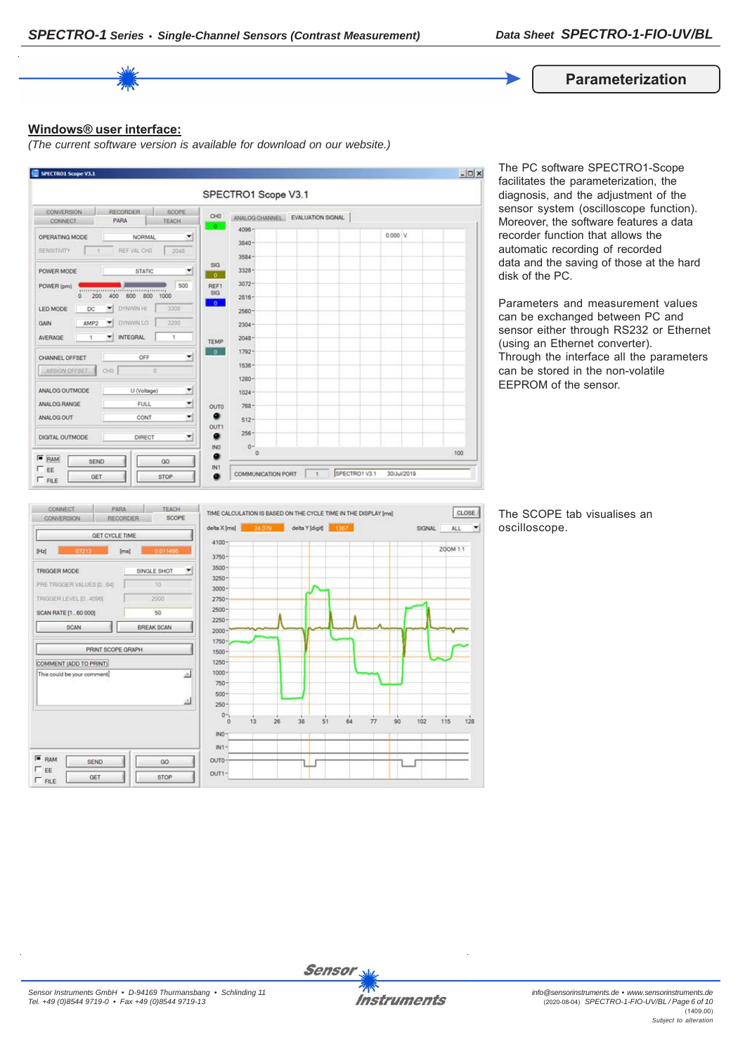## Parameterization

**Windows® user interface:**

*(The current software version is available for download on our website.)*

The PC software SPECTRO1-Scope facilitates the parameterization, the diagnosis, and the adjustment of the sensor system (oscilloscope function). Moreover, the software features a data recorder function that allows the automatic recording of recorded data and the saving of those at the hard disk of the PC.

Parameters and measurement values can be exchanged between PC and sensor either through RS232 or Ethernet (using an Ethernet converter). Through the interface all the parameters can be stored in the non-volatile EEPROM of the sensor.

The SCOPE tab visualises an oscilloscope.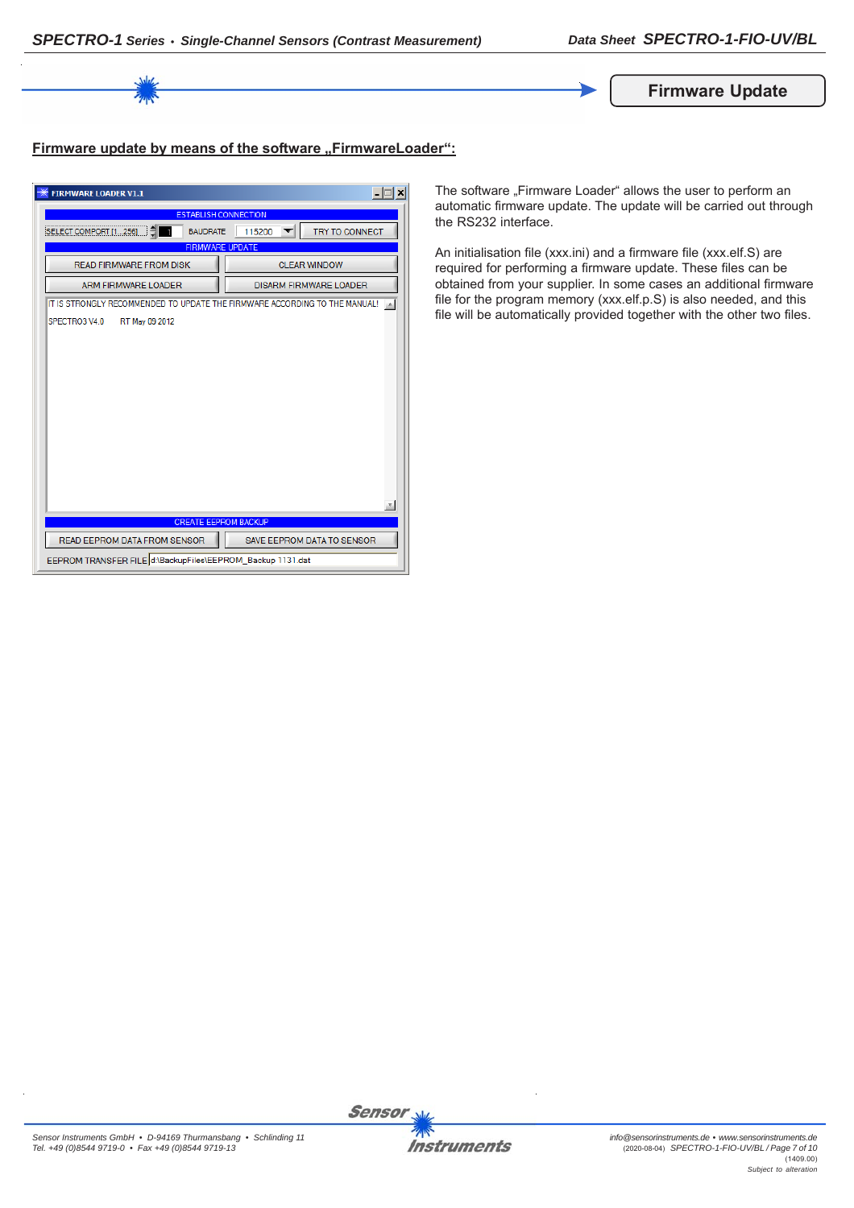# Firmware Update

## Firmware update by means of the software „FirmwareLoader“:

The software „Firmware Loader“ allows the user to perform an automatic firmware update. The update will be carried out through the RS232 interface.

An initialisation file (xxx.ini) and a firmware file (xxx.elf.S) are required for performing a firmware update. These files can be obtained from your supplier. In some cases an additional firmware file for the program memory (xxx.elf.p.S) is also needed, and this file will be automatically provided together with the other two files.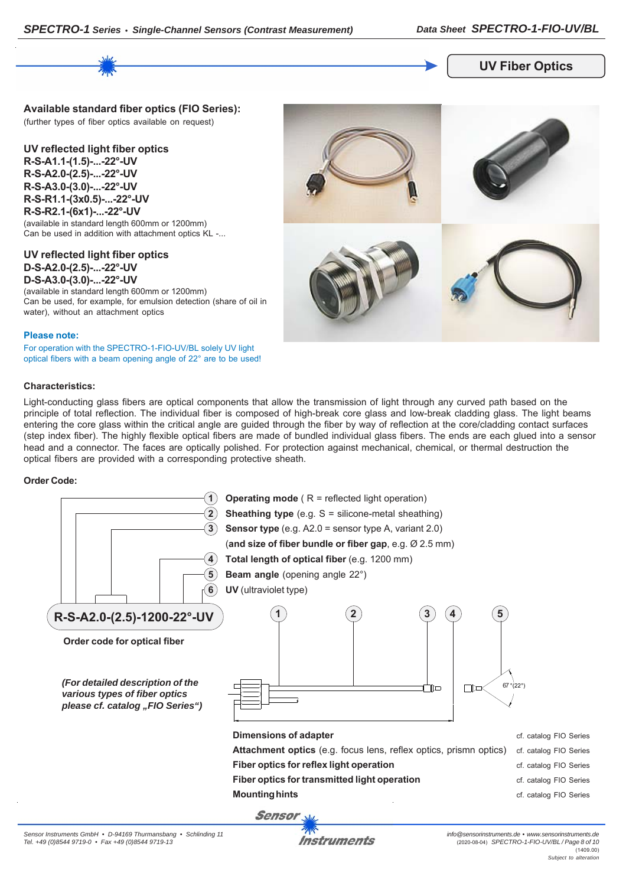## UV Fiber Optics

### Available standard fiber optics (FIO Series):

(further types of fiber optics available on request)

**UV reflected light fiber optics**
**R-S-A1.1-(1.5)-...-22°-UV**
**R-S-A2.0-(2.5)-...-22°-UV**
**R-S-A3.0-(3.0)-...-22°-UV**
**R-S-R1.1-(3x0.5)-...-22°-UV**
**R-S-R2.1-(6x1)-...-22°-UV**
(available in standard length 600mm or 1200mm)
Can be used in addition with attachment optics KL -...

**UV reflected light fiber optics**
**D-S-A2.0-(2.5)-...-22°-UV**
**D-S-A3.0-(3.0)-...-22°-UV**
(available in standard length 600mm or 1200mm)
Can be used, for example, for emulsion detection (share of oil in water), without an attachment optics

**Please note:**
For operation with the SPECTRO-1-FIO-UV/BL solely UV light optical fibers with a beam opening angle of 22° are to be used!

### Characteristics:

Light-conducting glass fibers are optical components that allow the transmission of light through any curved path based on the principle of total reflection. The individual fiber is composed of high-break core glass and low-break cladding glass. The light beams entering the core glass within the critical angle are guided through the fiber by way of reflection at the core/cladding contact surfaces (step index fiber). The highly flexible optical fibers are made of bundled individual glass fibers. The ends are each glued into a sensor head and a connector. The faces are optically polished. For protection against mechanical, chemical, or thermal destruction the optical fibers are provided with a corresponding protective sheath.

### Order Code:

1. **Operating mode** ( R = reflected light operation)
2. **Sheathing type** (e.g. S = silicone-metal sheathing)
3. **Sensor type** (e.g. A2.0 = sensor type A, variant 2.0) (**and size of fiber bundle or fiber gap**, e.g. Ø 2.5 mm)
4. **Total length of optical fiber** (e.g. 1200 mm)
5. **Beam angle** (opening angle 22°)
6. **UV** (ultraviolet type)

**R-S-A2.0-(2.5)-1200-22°-UV**

**Order code for optical fiber**

*(For detailed description of the various types of fiber optics please cf. catalog „FIO Series“)*

67° (22°)

| | |
|---|---|
| **Dimensions of adapter** | cf. catalog FIO Series |
| **Attachment optics** (e.g. focus lens, reflex optics, prismn optics) | cf. catalog FIO Series |
| **Fiber optics for reflex light operation** | cf. catalog FIO Series |
| **Fiber optics for transmitted light operation** | cf. catalog FIO Series |
| **Mounting hints** | cf. catalog FIO Series |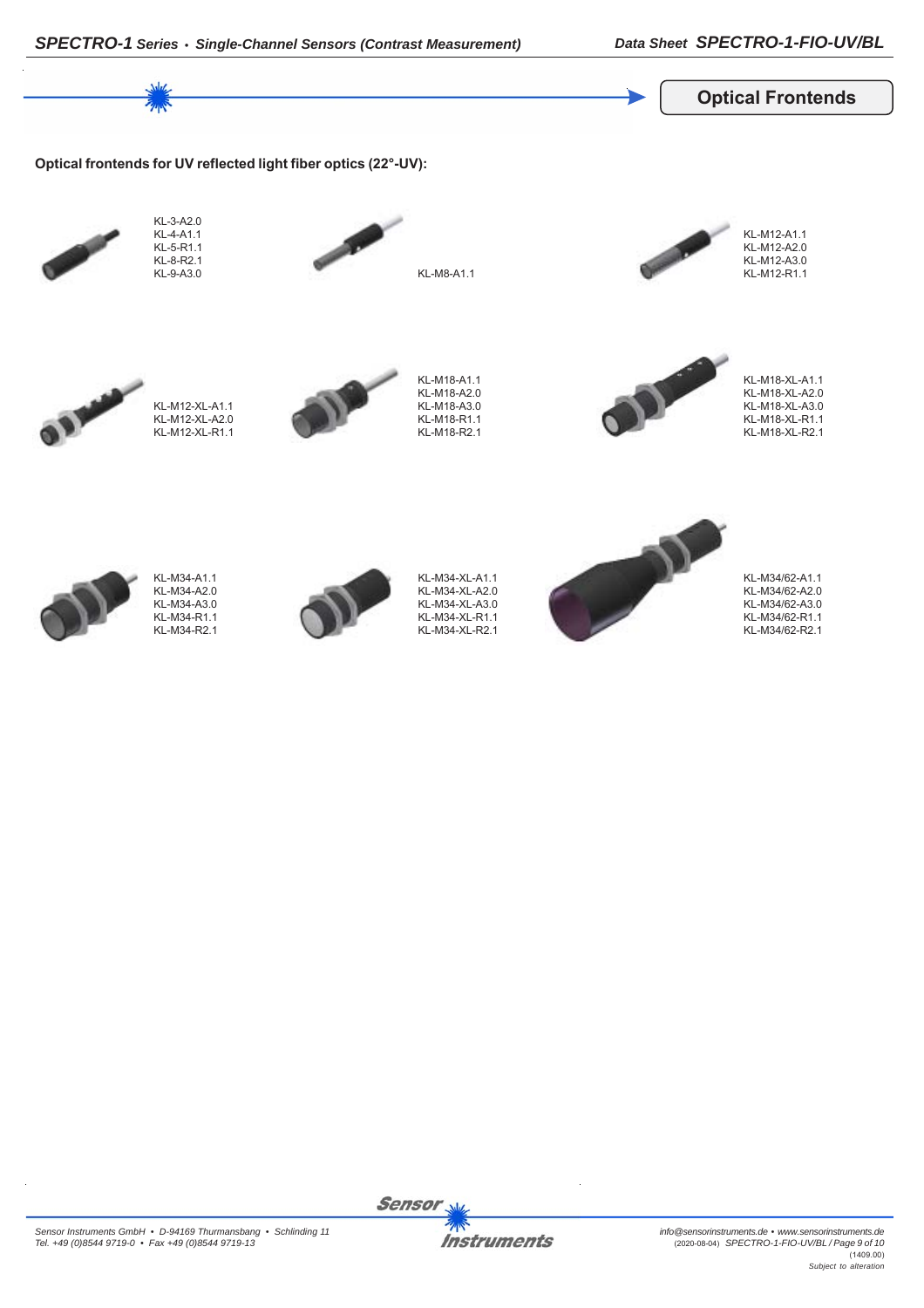## Optical Frontends

**Optical frontends for UV reflected light fiber optics (22°-UV):**

KL-3-A2.0
KL-4-A1.1
KL-5-R1.1
KL-8-R2.1
KL-9-A3.0

KL-M8-A1.1

KL-M12-A1.1
KL-M12-A2.0
KL-M12-A3.0
KL-M12-R1.1

KL-M12-XL-A1.1
KL-M12-XL-A2.0
KL-M12-XL-R1.1

KL-M18-A1.1
KL-M18-A2.0
KL-M18-A3.0
KL-M18-R1.1
KL-M18-R2.1

KL-M18-XL-A1.1
KL-M18-XL-A2.0
KL-M18-XL-A3.0
KL-M18-XL-R1.1
KL-M18-XL-R2.1

KL-M34-A1.1
KL-M34-A2.0
KL-M34-A3.0
KL-M34-R1.1
KL-M34-R2.1

KL-M34-XL-A1.1
KL-M34-XL-A2.0
KL-M34-XL-A3.0
KL-M34-XL-R1.1
KL-M34-XL-R2.1

KL-M34/62-A1.1
KL-M34/62-A2.0
KL-M34/62-A3.0
KL-M34/62-R1.1
KL-M34/62-R2.1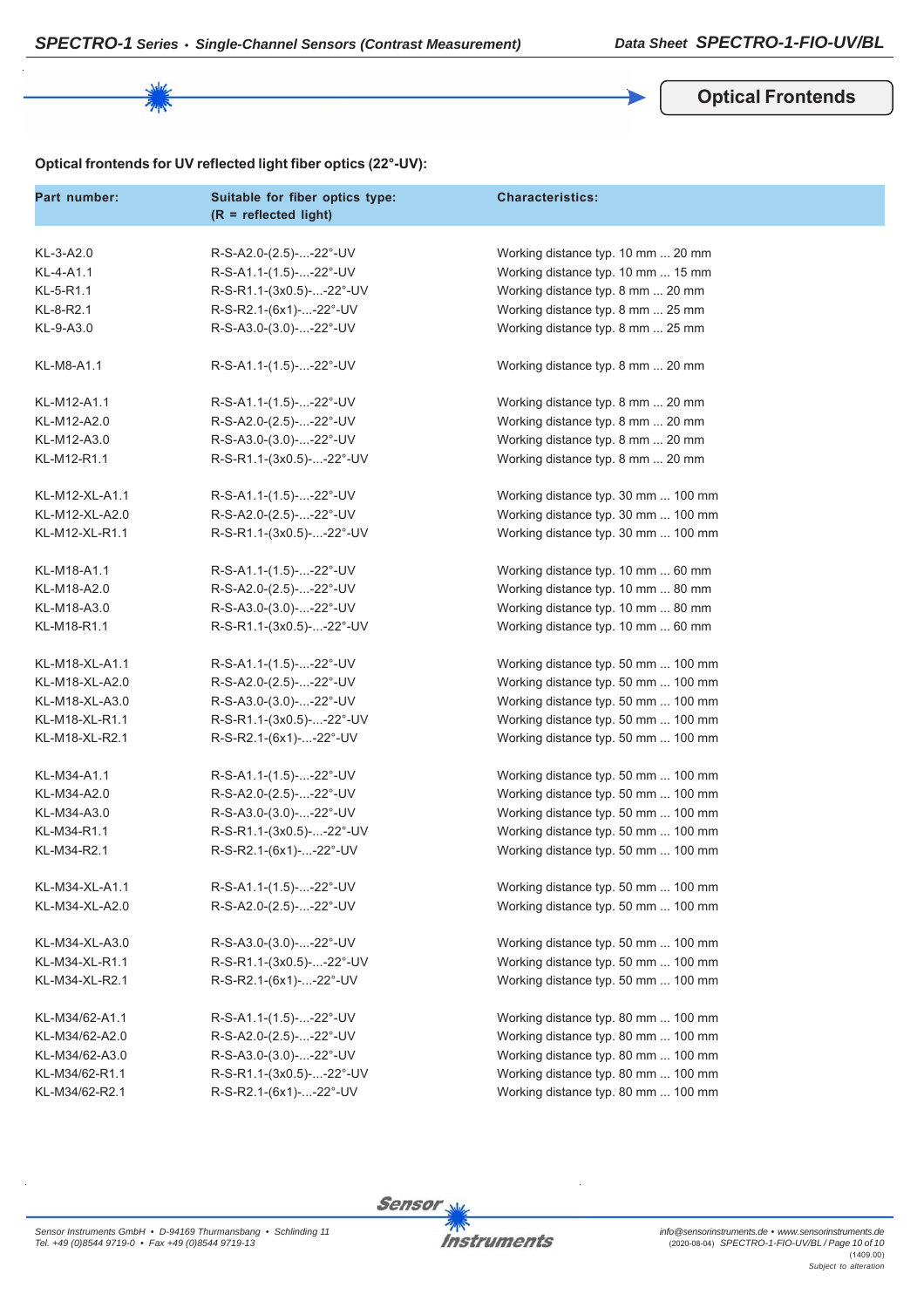## Optical Frontends

**Optical frontends for UV reflected light fiber optics (22°-UV):**

| Part number: | Suitable for fiber optics type: (R = reflected light) | Characteristics: |
|---|---|---|
| KL-3-A2.0 | R-S-A2.0-(2.5)-...-22°-UV | Working distance typ. 10 mm ... 20 mm |
| KL-4-A1.1 | R-S-A1.1-(1.5)-...-22°-UV | Working distance typ. 10 mm ... 15 mm |
| KL-5-R1.1 | R-S-R1.1-(3x0.5)-...-22°-UV | Working distance typ. 8 mm ... 20 mm |
| KL-8-R2.1 | R-S-R2.1-(6x1)-...-22°-UV | Working distance typ. 8 mm ... 25 mm |
| KL-9-A3.0 | R-S-A3.0-(3.0)-...-22°-UV | Working distance typ. 8 mm ... 25 mm |
| KL-M8-A1.1 | R-S-A1.1-(1.5)-...-22°-UV | Working distance typ. 8 mm ... 20 mm |
| KL-M12-A1.1 | R-S-A1.1-(1.5)-...-22°-UV | Working distance typ. 8 mm ... 20 mm |
| KL-M12-A2.0 | R-S-A2.0-(2.5)-...-22°-UV | Working distance typ. 8 mm ... 20 mm |
| KL-M12-A3.0 | R-S-A3.0-(3.0)-...-22°-UV | Working distance typ. 8 mm ... 20 mm |
| KL-M12-R1.1 | R-S-R1.1-(3x0.5)-...-22°-UV | Working distance typ. 8 mm ... 20 mm |
| KL-M12-XL-A1.1 | R-S-A1.1-(1.5)-...-22°-UV | Working distance typ. 30 mm ... 100 mm |
| KL-M12-XL-A2.0 | R-S-A2.0-(2.5)-...-22°-UV | Working distance typ. 30 mm ... 100 mm |
| KL-M12-XL-R1.1 | R-S-R1.1-(3x0.5)-...-22°-UV | Working distance typ. 30 mm ... 100 mm |
| KL-M18-A1.1 | R-S-A1.1-(1.5)-...-22°-UV | Working distance typ. 10 mm ... 60 mm |
| KL-M18-A2.0 | R-S-A2.0-(2.5)-...-22°-UV | Working distance typ. 10 mm ... 80 mm |
| KL-M18-A3.0 | R-S-A3.0-(3.0)-...-22°-UV | Working distance typ. 10 mm ... 80 mm |
| KL-M18-R1.1 | R-S-R1.1-(3x0.5)-...-22°-UV | Working distance typ. 10 mm ... 60 mm |
| KL-M18-XL-A1.1 | R-S-A1.1-(1.5)-...-22°-UV | Working distance typ. 50 mm ... 100 mm |
| KL-M18-XL-A2.0 | R-S-A2.0-(2.5)-...-22°-UV | Working distance typ. 50 mm ... 100 mm |
| KL-M18-XL-A3.0 | R-S-A3.0-(3.0)-...-22°-UV | Working distance typ. 50 mm ... 100 mm |
| KL-M18-XL-R1.1 | R-S-R1.1-(3x0.5)-...-22°-UV | Working distance typ. 50 mm ... 100 mm |
| KL-M18-XL-R2.1 | R-S-R2.1-(6x1)-...-22°-UV | Working distance typ. 50 mm ... 100 mm |
| KL-M34-A1.1 | R-S-A1.1-(1.5)-...-22°-UV | Working distance typ. 50 mm ... 100 mm |
| KL-M34-A2.0 | R-S-A2.0-(2.5)-...-22°-UV | Working distance typ. 50 mm ... 100 mm |
| KL-M34-A3.0 | R-S-A3.0-(3.0)-...-22°-UV | Working distance typ. 50 mm ... 100 mm |
| KL-M34-R1.1 | R-S-R1.1-(3x0.5)-...-22°-UV | Working distance typ. 50 mm ... 100 mm |
| KL-M34-R2.1 | R-S-R2.1-(6x1)-...-22°-UV | Working distance typ. 50 mm ... 100 mm |
| KL-M34-XL-A1.1 | R-S-A1.1-(1.5)-...-22°-UV | Working distance typ. 50 mm ... 100 mm |
| KL-M34-XL-A2.0 | R-S-A2.0-(2.5)-...-22°-UV | Working distance typ. 50 mm ... 100 mm |
| KL-M34-XL-A3.0 | R-S-A3.0-(3.0)-...-22°-UV | Working distance typ. 50 mm ... 100 mm |
| KL-M34-XL-R1.1 | R-S-R1.1-(3x0.5)-...-22°-UV | Working distance typ. 50 mm ... 100 mm |
| KL-M34-XL-R2.1 | R-S-R2.1-(6x1)-...-22°-UV | Working distance typ. 50 mm ... 100 mm |
| KL-M34/62-A1.1 | R-S-A1.1-(1.5)-...-22°-UV | Working distance typ. 80 mm ... 100 mm |
| KL-M34/62-A2.0 | R-S-A2.0-(2.5)-...-22°-UV | Working distance typ. 80 mm ... 100 mm |
| KL-M34/62-A3.0 | R-S-A3.0-(3.0)-...-22°-UV | Working distance typ. 80 mm ... 100 mm |
| KL-M34/62-R1.1 | R-S-R1.1-(3x0.5)-...-22°-UV | Working distance typ. 80 mm ... 100 mm |
| KL-M34/62-R2.1 | R-S-R2.1-(6x1)-...-22°-UV | Working distance typ. 80 mm ... 100 mm |